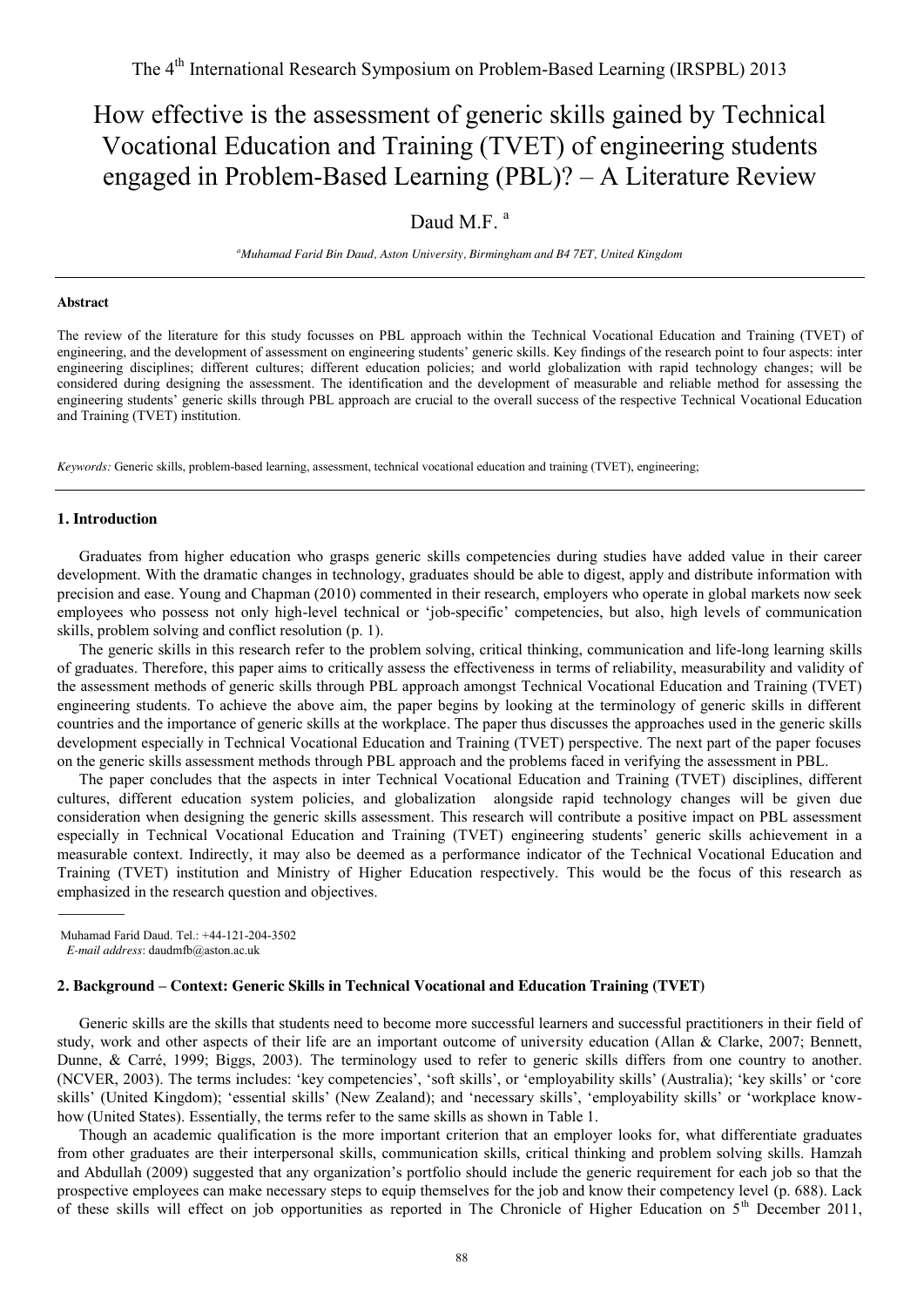# How effective is the assessment of generic skills gained by Technical Vocational Education and Training (TVET) of engineering students engaged in Problem-Based Learning (PBL)? – A Literature Review

Daud M.F. [a]

[a] *Muhamad Farid Bin Daud, Aston University, Birmingham and B4 7ET, United Kingdom*

## Abstract

The review of the literature for this study focusses on PBL approach within the Technical Vocational Education and Training (TVET) of engineering, and the development of assessment on engineering students' generic skills. Key findings of the research point to four aspects: inter engineering disciplines; different cultures; different education policies; and world globalization with rapid technology changes; will be considered during designing the assessment. The identification and the development of measurable and reliable method for assessing the engineering students' generic skills through PBL approach are crucial to the overall success of the respective Technical Vocational Education and Training (TVET) institution.

*Keywords:* Generic skills, problem-based learning, assessment, technical vocational education and training (TVET), engineering;

## 1. Introduction

Graduates from higher education who grasps generic skills competencies during studies have added value in their career development. With the dramatic changes in technology, graduates should be able to digest, apply and distribute information with precision and ease. Young and Chapman (2010) commented in their research, employers who operate in global markets now seek employees who possess not only high-level technical or 'job-specific' competencies, but also, high levels of communication skills, problem solving and conflict resolution (p. 1).

The generic skills in this research refer to the problem solving, critical thinking, communication and life-long learning skills of graduates. Therefore, this paper aims to critically assess the effectiveness in terms of reliability, measurability and validity of the assessment methods of generic skills through PBL approach amongst Technical Vocational Education and Training (TVET) engineering students. To achieve the above aim, the paper begins by looking at the terminology of generic skills in different countries and the importance of generic skills at the workplace. The paper thus discusses the approaches used in the generic skills development especially in Technical Vocational Education and Training (TVET) perspective. The next part of the paper focuses on the generic skills assessment methods through PBL approach and the problems faced in verifying the assessment in PBL.

The paper concludes that the aspects in inter Technical Vocational Education and Training (TVET) disciplines, different cultures, different education system policies, and globalization alongside rapid technology changes will be given due consideration when designing the generic skills assessment. This research will contribute a positive impact on PBL assessment especially in Technical Vocational Education and Training (TVET) engineering students' generic skills achievement in a measurable context. Indirectly, it may also be deemed as a performance indicator of the Technical Vocational Education and Training (TVET) institution and Ministry of Higher Education respectively. This would be the focus of this research as emphasized in the research question and objectives.

Muhamad Farid Daud. Tel.: +44-121-204-3502
*E-mail address*: daudmfb@aston.ac.uk

## 2. Background – Context: Generic Skills in Technical Vocational and Education Training (TVET)

Generic skills are the skills that students need to become more successful learners and successful practitioners in their field of study, work and other aspects of their life are an important outcome of university education (Allan & Clarke, 2007; Bennett, Dunne, & Carré, 1999; Biggs, 2003). The terminology used to refer to generic skills differs from one country to another. (NCVER, 2003). The terms includes: 'key competencies', 'soft skills', or 'employability skills' (Australia); 'key skills' or 'core skills' (United Kingdom); 'essential skills' (New Zealand); and 'necessary skills', 'employability skills' or 'workplace know-how (United States). Essentially, the terms refer to the same skills as shown in Table 1.

Though an academic qualification is the more important criterion that an employer looks for, what differentiate graduates from other graduates are their interpersonal skills, communication skills, critical thinking and problem solving skills. Hamzah and Abdullah (2009) suggested that any organization's portfolio should include the generic requirement for each job so that the prospective employees can make necessary steps to equip themselves for the job and know their competency level (p. 688). Lack of these skills will effect on job opportunities as reported in The Chronicle of Higher Education on 5th December 2011,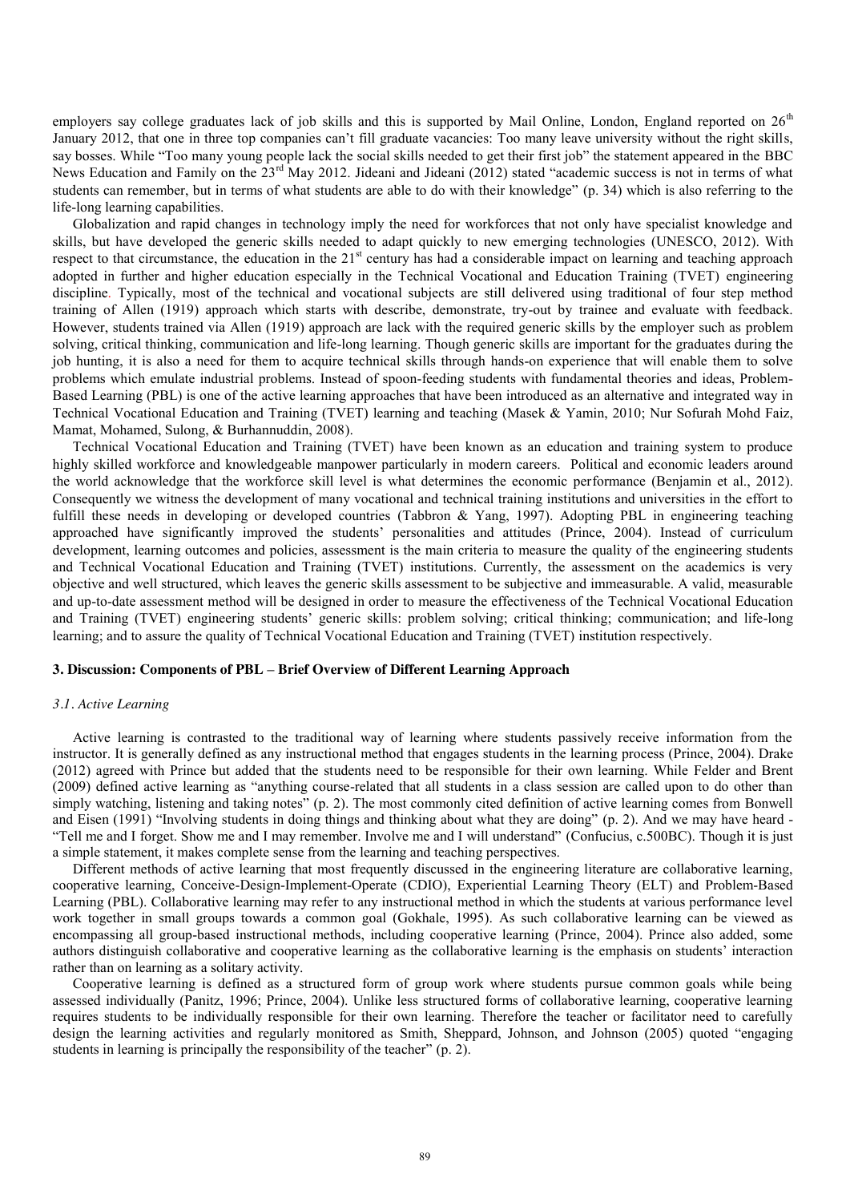employers say college graduates lack of job skills and this is supported by Mail Online, London, England reported on 26th January 2012, that one in three top companies can't fill graduate vacancies: Too many leave university without the right skills, say bosses. While "Too many young people lack the social skills needed to get their first job" the statement appeared in the BBC News Education and Family on the 23rd May 2012. Jideani and Jideani (2012) stated "academic success is not in terms of what students can remember, but in terms of what students are able to do with their knowledge" (p. 34) which is also referring to the life-long learning capabilities.

Globalization and rapid changes in technology imply the need for workforces that not only have specialist knowledge and skills, but have developed the generic skills needed to adapt quickly to new emerging technologies (UNESCO, 2012). With respect to that circumstance, the education in the 21st century has had a considerable impact on learning and teaching approach adopted in further and higher education especially in the Technical Vocational and Education Training (TVET) engineering discipline. Typically, most of the technical and vocational subjects are still delivered using traditional of four step method training of Allen (1919) approach which starts with describe, demonstrate, try-out by trainee and evaluate with feedback. However, students trained via Allen (1919) approach are lack with the required generic skills by the employer such as problem solving, critical thinking, communication and life-long learning. Though generic skills are important for the graduates during the job hunting, it is also a need for them to acquire technical skills through hands-on experience that will enable them to solve problems which emulate industrial problems. Instead of spoon-feeding students with fundamental theories and ideas, Problem-Based Learning (PBL) is one of the active learning approaches that have been introduced as an alternative and integrated way in Technical Vocational Education and Training (TVET) learning and teaching (Masek & Yamin, 2010; Nur Sofurah Mohd Faiz, Mamat, Mohamed, Sulong, & Burhannuddin, 2008).

Technical Vocational Education and Training (TVET) have been known as an education and training system to produce highly skilled workforce and knowledgeable manpower particularly in modern careers. Political and economic leaders around the world acknowledge that the workforce skill level is what determines the economic performance (Benjamin et al., 2012). Consequently we witness the development of many vocational and technical training institutions and universities in the effort to fulfill these needs in developing or developed countries (Tabbron & Yang, 1997). Adopting PBL in engineering teaching approached have significantly improved the students' personalities and attitudes (Prince, 2004). Instead of curriculum development, learning outcomes and policies, assessment is the main criteria to measure the quality of the engineering students and Technical Vocational Education and Training (TVET) institutions. Currently, the assessment on the academics is very objective and well structured, which leaves the generic skills assessment to be subjective and immeasurable. A valid, measurable and up-to-date assessment method will be designed in order to measure the effectiveness of the Technical Vocational Education and Training (TVET) engineering students' generic skills: problem solving; critical thinking; communication; and life-long learning; and to assure the quality of Technical Vocational Education and Training (TVET) institution respectively.

## 3. Discussion: Components of PBL – Brief Overview of Different Learning Approach

### *3.1. Active Learning*

Active learning is contrasted to the traditional way of learning where students passively receive information from the instructor. It is generally defined as any instructional method that engages students in the learning process (Prince, 2004). Drake (2012) agreed with Prince but added that the students need to be responsible for their own learning. While Felder and Brent (2009) defined active learning as "anything course-related that all students in a class session are called upon to do other than simply watching, listening and taking notes" (p. 2). The most commonly cited definition of active learning comes from Bonwell and Eisen (1991) "Involving students in doing things and thinking about what they are doing" (p. 2). And we may have heard - "Tell me and I forget. Show me and I may remember. Involve me and I will understand" (Confucius, c.500BC). Though it is just a simple statement, it makes complete sense from the learning and teaching perspectives.

Different methods of active learning that most frequently discussed in the engineering literature are collaborative learning, cooperative learning, Conceive-Design-Implement-Operate (CDIO), Experiential Learning Theory (ELT) and Problem-Based Learning (PBL). Collaborative learning may refer to any instructional method in which the students at various performance level work together in small groups towards a common goal (Gokhale, 1995). As such collaborative learning can be viewed as encompassing all group-based instructional methods, including cooperative learning (Prince, 2004). Prince also added, some authors distinguish collaborative and cooperative learning as the collaborative learning is the emphasis on students' interaction rather than on learning as a solitary activity.

Cooperative learning is defined as a structured form of group work where students pursue common goals while being assessed individually (Panitz, 1996; Prince, 2004). Unlike less structured forms of collaborative learning, cooperative learning requires students to be individually responsible for their own learning. Therefore the teacher or facilitator need to carefully design the learning activities and regularly monitored as Smith, Sheppard, Johnson, and Johnson (2005) quoted "engaging students in learning is principally the responsibility of the teacher" (p. 2).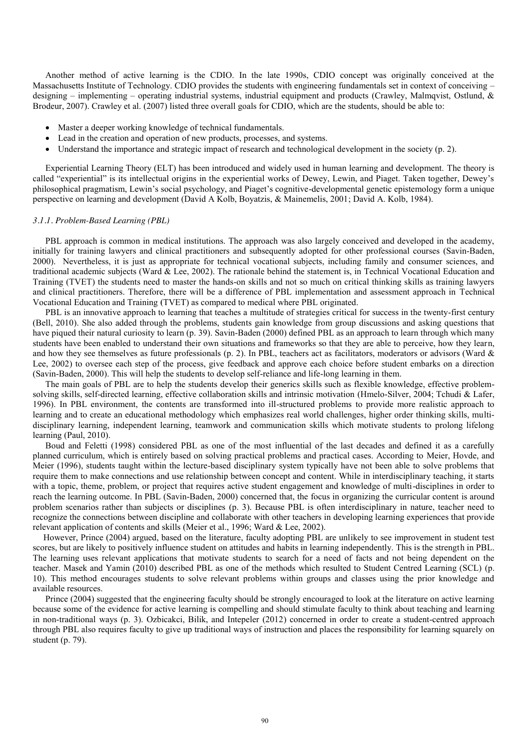Another method of active learning is the CDIO. In the late 1990s, CDIO concept was originally conceived at the Massachusetts Institute of Technology. CDIO provides the students with engineering fundamentals set in context of conceiving – designing – implementing – operating industrial systems, industrial equipment and products (Crawley, Malmqvist, Ostlund, & Brodeur, 2007). Crawley et al. (2007) listed three overall goals for CDIO, which are the students, should be able to:

- Master a deeper working knowledge of technical fundamentals.
- Lead in the creation and operation of new products, processes, and systems.
- Understand the importance and strategic impact of research and technological development in the society (p. 2).

Experiential Learning Theory (ELT) has been introduced and widely used in human learning and development. The theory is called "experiential" is its intellectual origins in the experiential works of Dewey, Lewin, and Piaget. Taken together, Dewey's philosophical pragmatism, Lewin's social psychology, and Piaget's cognitive-developmental genetic epistemology form a unique perspective on learning and development (David A Kolb, Boyatzis, & Mainemelis, 2001; David A. Kolb, 1984).

### *3.1.1. Problem-Based Learning (PBL)*

PBL approach is common in medical institutions. The approach was also largely conceived and developed in the academy, initially for training lawyers and clinical practitioners and subsequently adopted for other professional courses (Savin-Baden, 2000). Nevertheless, it is just as appropriate for technical vocational subjects, including family and consumer sciences, and traditional academic subjects (Ward & Lee, 2002). The rationale behind the statement is, in Technical Vocational Education and Training (TVET) the students need to master the hands-on skills and not so much on critical thinking skills as training lawyers and clinical practitioners. Therefore, there will be a difference of PBL implementation and assessment approach in Technical Vocational Education and Training (TVET) as compared to medical where PBL originated.

PBL is an innovative approach to learning that teaches a multitude of strategies critical for success in the twenty-first century (Bell, 2010). She also added through the problems, students gain knowledge from group discussions and asking questions that have piqued their natural curiosity to learn (p. 39). Savin-Baden (2000) defined PBL as an approach to learn through which many students have been enabled to understand their own situations and frameworks so that they are able to perceive, how they learn, and how they see themselves as future professionals (p. 2). In PBL, teachers act as facilitators, moderators or advisors (Ward & Lee, 2002) to oversee each step of the process, give feedback and approve each choice before student embarks on a direction (Savin-Baden, 2000). This will help the students to develop self-reliance and life-long learning in them.

The main goals of PBL are to help the students develop their generics skills such as flexible knowledge, effective problem-solving skills, self-directed learning, effective collaboration skills and intrinsic motivation (Hmelo-Silver, 2004; Tchudi & Lafer, 1996). In PBL environment, the contents are transformed into ill-structured problems to provide more realistic approach to learning and to create an educational methodology which emphasizes real world challenges, higher order thinking skills, multi-disciplinary learning, independent learning, teamwork and communication skills which motivate students to prolong lifelong learning (Paul, 2010).

Boud and Feletti (1998) considered PBL as one of the most influential of the last decades and defined it as a carefully planned curriculum, which is entirely based on solving practical problems and practical cases. According to Meier, Hovde, and Meier (1996), students taught within the lecture-based disciplinary system typically have not been able to solve problems that require them to make connections and use relationship between concept and content. While in interdisciplinary teaching, it starts with a topic, theme, problem, or project that requires active student engagement and knowledge of multi-disciplines in order to reach the learning outcome. In PBL (Savin-Baden, 2000) concerned that, the focus in organizing the curricular content is around problem scenarios rather than subjects or disciplines (p. 3). Because PBL is often interdisciplinary in nature, teacher need to recognize the connections between discipline and collaborate with other teachers in developing learning experiences that provide relevant application of contents and skills (Meier et al., 1996; Ward & Lee, 2002).

However, Prince (2004) argued, based on the literature, faculty adopting PBL are unlikely to see improvement in student test scores, but are likely to positively influence student on attitudes and habits in learning independently. This is the strength in PBL. The learning uses relevant applications that motivate students to search for a need of facts and not being dependent on the teacher. Masek and Yamin (2010) described PBL as one of the methods which resulted to Student Centred Learning (SCL) (p. 10). This method encourages students to solve relevant problems within groups and classes using the prior knowledge and available resources.

Prince (2004) suggested that the engineering faculty should be strongly encouraged to look at the literature on active learning because some of the evidence for active learning is compelling and should stimulate faculty to think about teaching and learning in non-traditional ways (p. 3). Ozbicakci, Bilik, and Intepeler (2012) concerned in order to create a student-centred approach through PBL also requires faculty to give up traditional ways of instruction and places the responsibility for learning squarely on student (p. 79).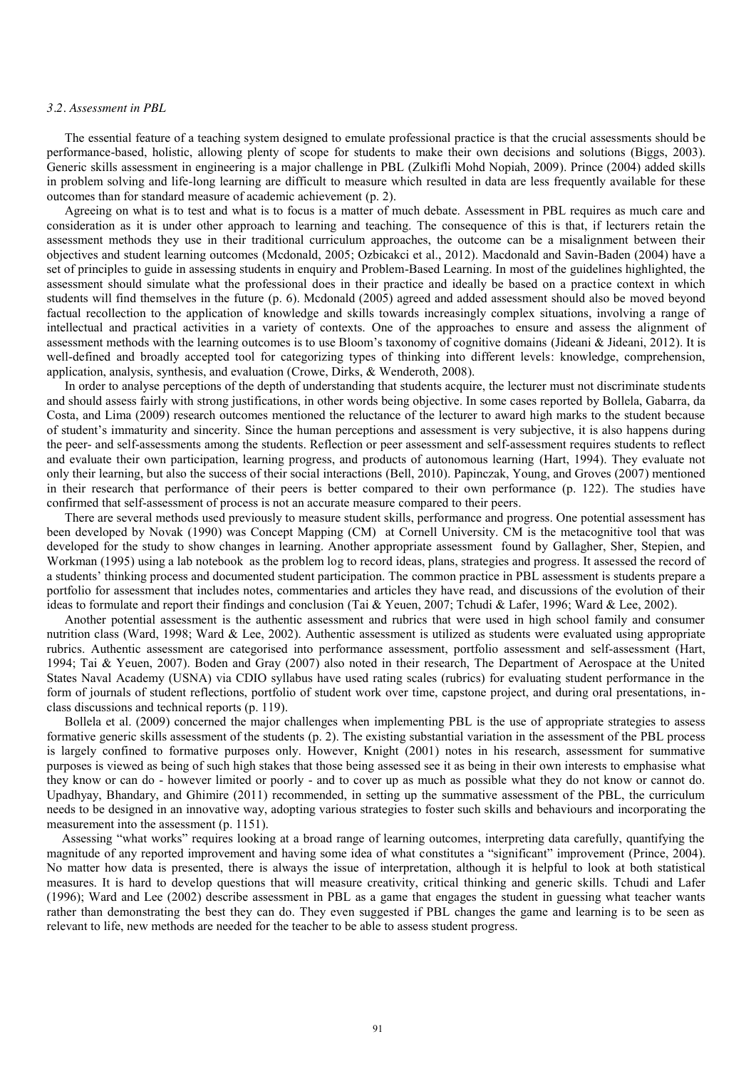### *3.2. Assessment in PBL*

The essential feature of a teaching system designed to emulate professional practice is that the crucial assessments should be performance-based, holistic, allowing plenty of scope for students to make their own decisions and solutions (Biggs, 2003). Generic skills assessment in engineering is a major challenge in PBL (Zulkifli Mohd Nopiah, 2009). Prince (2004) added skills in problem solving and life-long learning are difficult to measure which resulted in data are less frequently available for these outcomes than for standard measure of academic achievement (p. 2).

Agreeing on what is to test and what is to focus is a matter of much debate. Assessment in PBL requires as much care and consideration as it is under other approach to learning and teaching. The consequence of this is that, if lecturers retain the assessment methods they use in their traditional curriculum approaches, the outcome can be a misalignment between their objectives and student learning outcomes (Mcdonald, 2005; Ozbicakci et al., 2012). Macdonald and Savin-Baden (2004) have a set of principles to guide in assessing students in enquiry and Problem-Based Learning. In most of the guidelines highlighted, the assessment should simulate what the professional does in their practice and ideally be based on a practice context in which students will find themselves in the future (p. 6). Mcdonald (2005) agreed and added assessment should also be moved beyond factual recollection to the application of knowledge and skills towards increasingly complex situations, involving a range of intellectual and practical activities in a variety of contexts. One of the approaches to ensure and assess the alignment of assessment methods with the learning outcomes is to use Bloom's taxonomy of cognitive domains (Jideani & Jideani, 2012). It is well-defined and broadly accepted tool for categorizing types of thinking into different levels: knowledge, comprehension, application, analysis, synthesis, and evaluation (Crowe, Dirks, & Wenderoth, 2008).

In order to analyse perceptions of the depth of understanding that students acquire, the lecturer must not discriminate students and should assess fairly with strong justifications, in other words being objective. In some cases reported by Bollela, Gabarra, da Costa, and Lima (2009) research outcomes mentioned the reluctance of the lecturer to award high marks to the student because of student's immaturity and sincerity. Since the human perceptions and assessment is very subjective, it is also happens during the peer- and self-assessments among the students. Reflection or peer assessment and self-assessment requires students to reflect and evaluate their own participation, learning progress, and products of autonomous learning (Hart, 1994). They evaluate not only their learning, but also the success of their social interactions (Bell, 2010). Papinczak, Young, and Groves (2007) mentioned in their research that performance of their peers is better compared to their own performance (p. 122). The studies have confirmed that self-assessment of process is not an accurate measure compared to their peers.

There are several methods used previously to measure student skills, performance and progress. One potential assessment has been developed by Novak (1990) was Concept Mapping (CM) at Cornell University. CM is the metacognitive tool that was developed for the study to show changes in learning. Another appropriate assessment found by Gallagher, Sher, Stepien, and Workman (1995) using a lab notebook as the problem log to record ideas, plans, strategies and progress. It assessed the record of a students' thinking process and documented student participation. The common practice in PBL assessment is students prepare a portfolio for assessment that includes notes, commentaries and articles they have read, and discussions of the evolution of their ideas to formulate and report their findings and conclusion (Tai & Yeuen, 2007; Tchudi & Lafer, 1996; Ward & Lee, 2002).

Another potential assessment is the authentic assessment and rubrics that were used in high school family and consumer nutrition class (Ward, 1998; Ward & Lee, 2002). Authentic assessment is utilized as students were evaluated using appropriate rubrics. Authentic assessment are categorised into performance assessment, portfolio assessment and self-assessment (Hart, 1994; Tai & Yeuen, 2007). Boden and Gray (2007) also noted in their research, The Department of Aerospace at the United States Naval Academy (USNA) via CDIO syllabus have used rating scales (rubrics) for evaluating student performance in the form of journals of student reflections, portfolio of student work over time, capstone project, and during oral presentations, in-class discussions and technical reports (p. 119).

Bollela et al. (2009) concerned the major challenges when implementing PBL is the use of appropriate strategies to assess formative generic skills assessment of the students (p. 2). The existing substantial variation in the assessment of the PBL process is largely confined to formative purposes only. However, Knight (2001) notes in his research, assessment for summative purposes is viewed as being of such high stakes that those being assessed see it as being in their own interests to emphasise what they know or can do - however limited or poorly - and to cover up as much as possible what they do not know or cannot do. Upadhyay, Bhandary, and Ghimire (2011) recommended, in setting up the summative assessment of the PBL, the curriculum needs to be designed in an innovative way, adopting various strategies to foster such skills and behaviours and incorporating the measurement into the assessment (p. 1151).

Assessing "what works" requires looking at a broad range of learning outcomes, interpreting data carefully, quantifying the magnitude of any reported improvement and having some idea of what constitutes a "significant" improvement (Prince, 2004). No matter how data is presented, there is always the issue of interpretation, although it is helpful to look at both statistical measures. It is hard to develop questions that will measure creativity, critical thinking and generic skills. Tchudi and Lafer (1996); Ward and Lee (2002) describe assessment in PBL as a game that engages the student in guessing what teacher wants rather than demonstrating the best they can do. They even suggested if PBL changes the game and learning is to be seen as relevant to life, new methods are needed for the teacher to be able to assess student progress.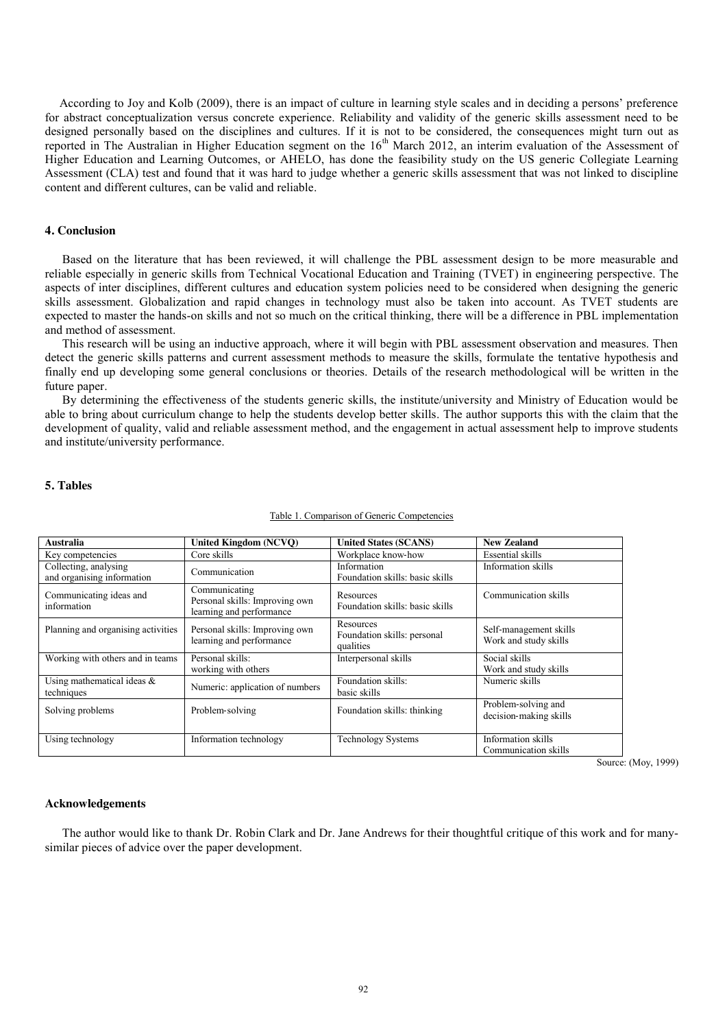According to Joy and Kolb (2009), there is an impact of culture in learning style scales and in deciding a persons' preference for abstract conceptualization versus concrete experience. Reliability and validity of the generic skills assessment need to be designed personally based on the disciplines and cultures. If it is not to be considered, the consequences might turn out as reported in The Australian in Higher Education segment on the 16th March 2012, an interim evaluation of the Assessment of Higher Education and Learning Outcomes, or AHELO, has done the feasibility study on the US generic Collegiate Learning Assessment (CLA) test and found that it was hard to judge whether a generic skills assessment that was not linked to discipline content and different cultures, can be valid and reliable.

## 4. Conclusion

Based on the literature that has been reviewed, it will challenge the PBL assessment design to be more measurable and reliable especially in generic skills from Technical Vocational Education and Training (TVET) in engineering perspective. The aspects of inter disciplines, different cultures and education system policies need to be considered when designing the generic skills assessment. Globalization and rapid changes in technology must also be taken into account. As TVET students are expected to master the hands-on skills and not so much on the critical thinking, there will be a difference in PBL implementation and method of assessment.

This research will be using an inductive approach, where it will begin with PBL assessment observation and measures. Then detect the generic skills patterns and current assessment methods to measure the skills, formulate the tentative hypothesis and finally end up developing some general conclusions or theories. Details of the research methodological will be written in the future paper.

By determining the effectiveness of the students generic skills, the institute/university and Ministry of Education would be able to bring about curriculum change to help the students develop better skills. The author supports this with the claim that the development of quality, valid and reliable assessment method, and the engagement in actual assessment help to improve students and institute/university performance.

## 5. Tables

Table 1. Comparison of Generic Competencies

| Australia | United Kingdom (NCVQ) | United States (SCANS) | New Zealand |
|---|---|---|---|
| Key competencies | Core skills | Workplace know-how | Essential skills |
| Collecting, analysing and organising information | Communication | Information<br>Foundation skills: basic skills | Information skills |
| Communicating ideas and information | Communicating<br>Personal skills: Improving own learning and performance | Resources<br>Foundation skills: basic skills | Communication skills |
| Planning and organising activities | Personal skills: Improving own learning and performance | Resources<br>Foundation skills: personal qualities | Self-management skills<br>Work and study skills |
| Working with others and in teams | Personal skills:<br>working with others | Interpersonal skills | Social skills<br>Work and study skills |
| Using mathematical ideas & techniques | Numeric: application of numbers | Foundation skills:<br>basic skills | Numeric skills |
| Solving problems | Problem-solving | Foundation skills: thinking | Problem-solving and decision-making skills |
| Using technology | Information technology | Technology Systems | Information skills<br>Communication skills |

Source: (Moy, 1999)

## Acknowledgements

The author would like to thank Dr. Robin Clark and Dr. Jane Andrews for their thoughtful critique of this work and for many-similar pieces of advice over the paper development.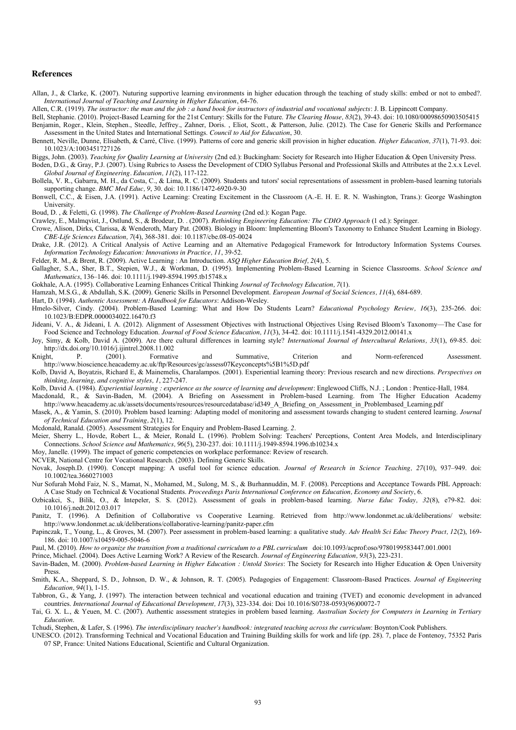## References

Allan, J., & Clarke, K. (2007). Nuturing supportive learning environments in higher education through the teaching of study skills: embed or not to embed?. *International Journal of Teaching and Learning in Higher Education*, 64-76.

Allen, C.R. (1919). *The instructor: the man and the job : a hand book for instructors of industrial and vocational subjects*: J. B. Lippincott Company.

Bell, Stephanie. (2010). Project-Based Learning for the 21st Century: Skills for the Future. *The Clearing House, 83*(2), 39-43. doi: 10.1080/00098650903505415

Benjamin, Roger., Klein, Stephen., Steedle, Jeffrey., Zahner, Doris. , Eliot, Scott., & Patterson, Julie. (2012). The Case for Generic Skills and Performance Assessment in the United States and International Settings. *Council to Aid for Education*, 30.

Bennett, Neville, Dunne, Elisabeth, & Carré, Clive. (1999). Patterns of core and generic skill provision in higher education. *Higher Education, 37*(1), 71-93. doi: 10.1023/A:1003451727126

Biggs, John. (2003). *Teaching for Quality Learning at University* (2nd ed.): Buckingham: Society for Research into Higher Education & Open University Press.

Boden, D.G., & Gray, P.J. (2007). Using Rubrics to Assess the Development of CDIO Syllabus Personal and Professional Skills and Attributes at the 2.x.x Level. *Global Journal of Engineering. Education, 11*(2), 117-122.

Bollela, V. R., Gabarra, M. H., da Costa, C., & Lima, R. C. (2009). Students and tutors' social representations of assessment in problem-based learning tutorials supporting change. *BMC Med Educ, 9*, 30. doi: 10.1186/1472-6920-9-30

Bonwell, C.C., & Eisen, J.A. (1991). Active Learning: Creating Excitement in the Classroom (A.-E. H. E. R. N. Washington, Trans.): George Washington University.

Boud, D. , & Feletti, G. (1998). *The Challenge of Problem-Based Learning* (2nd ed.): Kogan Page.

Crawley, E., Malmqvist, J., Ostlund, S., & Brodeur, D. . (2007). *Rethinking Engineering Education: The CDIO Approach* (1 ed.): Springer.

Crowe, Alison, Dirks, Clarissa, & Wenderoth, Mary Pat. (2008). Biology in Bloom: Implementing Bloom's Taxonomy to Enhance Student Learning in Biology. *CBE-Life Sciences Education, 7*(4), 368-381. doi: 10.1187/cbe.08-05-0024

Drake, J.R. (2012). A Critical Analysis of Active Learning and an Alternative Pedagogical Framework for Introductory Information Systems Courses. *Information Technology Education: Innovations in Practice, 11*, 39-52.

Felder, R. M., & Brent, R. (2009). Active Learning : An Introduction. *ASQ Higher Education Brief, 2*(4), 5.

Gallagher, S.A., Sher, B.T., Stepien, W.J., & Workman, D. (1995). Implementing Problem-Based Learning in Science Classrooms. *School Science and Mathematics*, 136–146. doi: 10.1111/j.1949-8594.1995.tb15748.x

Gokhale, A.A. (1995). Collaborative Learning Enhances Critical Thinking *Journal of Technology Education, 7*(1).

Hamzah, M.S.G., & Abdullah, S.K. (2009). Generic Skills in Personnel Development. *European Journal of Social Sciences, 11*(4), 684-689.

Hart, D. (1994). *Authentic Assessment: A Handbook for Educators*: Addison-Wesley.

Hmelo-Silver, Cindy. (2004). Problem-Based Learning: What and How Do Students Learn? *Educational Psychology Review, 16*(3), 235-266. doi: 10.1023/B:EDPR.0000034022.16470.f3

Jideani, V. A., & Jideani, I. A. (2012). Alignment of Assessment Objectives with Instructional Objectives Using Revised Bloom's Taxonomy—The Case for Food Science and Technology Education. *Journal of Food Science Education, 11*(3), 34-42. doi: 10.1111/j.1541-4329.2012.00141.x

Joy, Simy, & Kolb, David A. (2009). Are there cultural differences in learning style? *International Journal of Intercultural Relations, 33*(1), 69-85. doi: http://dx.doi.org/10.1016/j.ijintrel.2008.11.002

Knight, P. (2001). Formative and Summative, Criterion and Norm-referenced Assessment. http://www.bioscience.heacademy.ac.uk/ftp/Resources/gc/assess07Keyconcepts%5B1%5D.pdf

Kolb, David A, Boyatzis, Richard E, & Mainemelis, Charalampos. (2001). Experiential learning theory: Previous research and new directions. *Perspectives on thinking, learning, and cognitive styles, 1*, 227-247.

Kolb, David A. (1984). *Experiential learning : experience as the source of learning and development*: Englewood Cliffs, N.J. ; London : Prentice-Hall, 1984.

Macdonald, R., & Savin-Baden, M. (2004). A Briefing on Assessment in Problem-based Learning. from The Higher Education Academy http://www.heacademy.ac.uk/assets/documents/resources/resourcedatabase/id349_A_Briefing_on_Assessment_in_Problembased_Learning.pdf

Masek, A., & Yamin, S. (2010). Problem based learning: Adapting model of monitoring and assessment towards changing to student centered learning. *Journal of Technical Education and Training, 2*(1), 12.

Mcdonald, Ranald. (2005). Assessment Strategies for Enquiry and Problem-Based Learning. *2*.

Meier, Sherry L., Hovde, Robert L., & Meier, Ronald L. (1996). Problem Solving: Teachers' Perceptions, Content Area Models, and Interdisciplinary Connections. *School Science and Mathematics, 96*(5), 230-237. doi: 10.1111/j.1949-8594.1996.tb10234.x

Moy, Janelle. (1999). The impact of generic competencies on workplace performance: Review of research.

NCVER, National Centre for Vocational Research. (2003). Defining Generic Skills.

Novak, Joseph.D. (1990). Concept mapping: A useful tool for science education. *Journal of Research in Science Teaching, 27*(10), 937–949. doi: 10.1002/tea.3660271003

Nur Sofurah Mohd Faiz, N. S., Mamat, N., Mohamed, M., Sulong, M. S., & Burhannuddin, M. F. (2008). Perceptions and Acceptance Towards PBL Approach: A Case Study on Technical & Vocational Students. *Proceedings Paris International Conference on Education, Economy and Society*, 6.

Ozbicakci, S., Bilik, O., & Intepeler, S. S. (2012). Assessment of goals in problem-based learning. *Nurse Educ Today, 32*(8), e79-82. doi: 10.1016/j.nedt.2012.03.017

Panitz, T. (1996). A Definition of Collaborative vs Cooperative Learning. Retrieved from http://www.londonmet.ac.uk/deliberations/ website: http://www.londonmet.ac.uk/deliberations/collaborative-learning/panitz-paper.cfm

Papinczak, T., Young, L., & Groves, M. (2007). Peer assessment in problem-based learning: a qualitative study. *Adv Health Sci Educ Theory Pract, 12*(2), 169-186. doi: 10.1007/s10459-005-5046-6

Paul, M. (2010). *How to organize the transition from a traditional curriculum to a PBL curriculum* doi:10.1093/acprof:oso/9780199583447.001.0001

Prince, Michael. (2004). Does Active Learning Work? A Review of the Research. *Journal of Engineering Education, 93*(3), 223-231.

Savin-Baden, M. (2000). *Problem-based Learning in Higher Education : Untold Stories*: The Society for Research into Higher Education & Open University Press.

Smith, K.A., Sheppard, S. D., Johnson, D. W., & Johnson, R. T. (2005). Pedagogies of Engagement: Classroom-Based Practices. *Journal of Engineering Education, 94*(1), 1-15.

Tabbron, G., & Yang, J. (1997). The interaction between technical and vocational education and training (TVET) and economic development in advanced countries. *International Journal of Educational Development, 17*(3), 323-334. doi: Doi 10.1016/S0738-0593(96)00072-7

Tai, G. X. L., & Yeuen, M. C. (2007). Authentic assessment strategies in problem based learning. *Australian Society for Computers in Learning in Tertiary Education*.

Tchudi, Stephen, & Lafer, S. (1996). *The interdisciplinary teacher's handbook: integrated teaching across the curriculum*: Boynton/Cook Publishers.

UNESCO. (2012). Transforming Technical and Vocational Education and Training Building skills for work and life (pp. 28). 7, place de Fontenoy, 75352 Paris 07 SP, France: United Nations Educational, Scientific and Cultural Organization.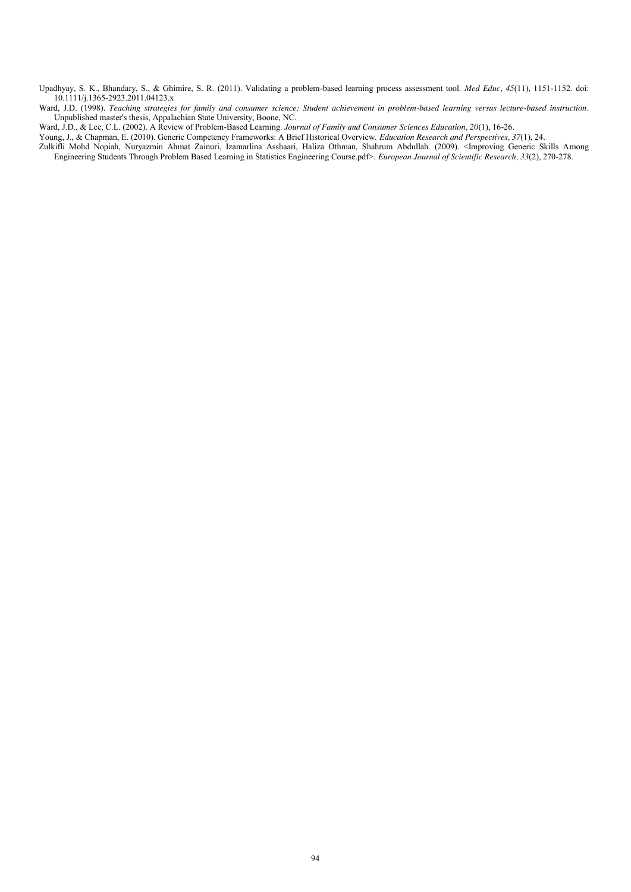Upadhyay, S. K., Bhandary, S., & Ghimire, S. R. (2011). Validating a problem-based learning process assessment tool. *Med Educ, 45*(11), 1151-1152. doi: 10.1111/j.1365-2923.2011.04123.x

Ward, J.D. (1998). *Teaching strategies for family and consumer science: Student achievement in problem-based learning versus lecture-based instruction*. Unpublished master's thesis, Appalachian State University, Boone, NC.

Ward, J.D., & Lee, C.L. (2002). A Review of Problem-Based Learning. *Journal of Family and Consumer Sciences Education, 20*(1), 16-26.

Young, J., & Chapman, E. (2010). Generic Competency Frameworks: A Brief Historical Overview. *Education Research and Perspectives, 37*(1), 24.

Zulkifli Mohd Nopiah, Nuryazmin Ahmat Zainuri, Izamarlina Asshaari, Haliza Othman, Shahrum Abdullah. (2009). <Improving Generic Skills Among Engineering Students Through Problem Based Learning in Statistics Engineering Course.pdf>. *European Journal of Scientific Research, 33*(2), 270-278.